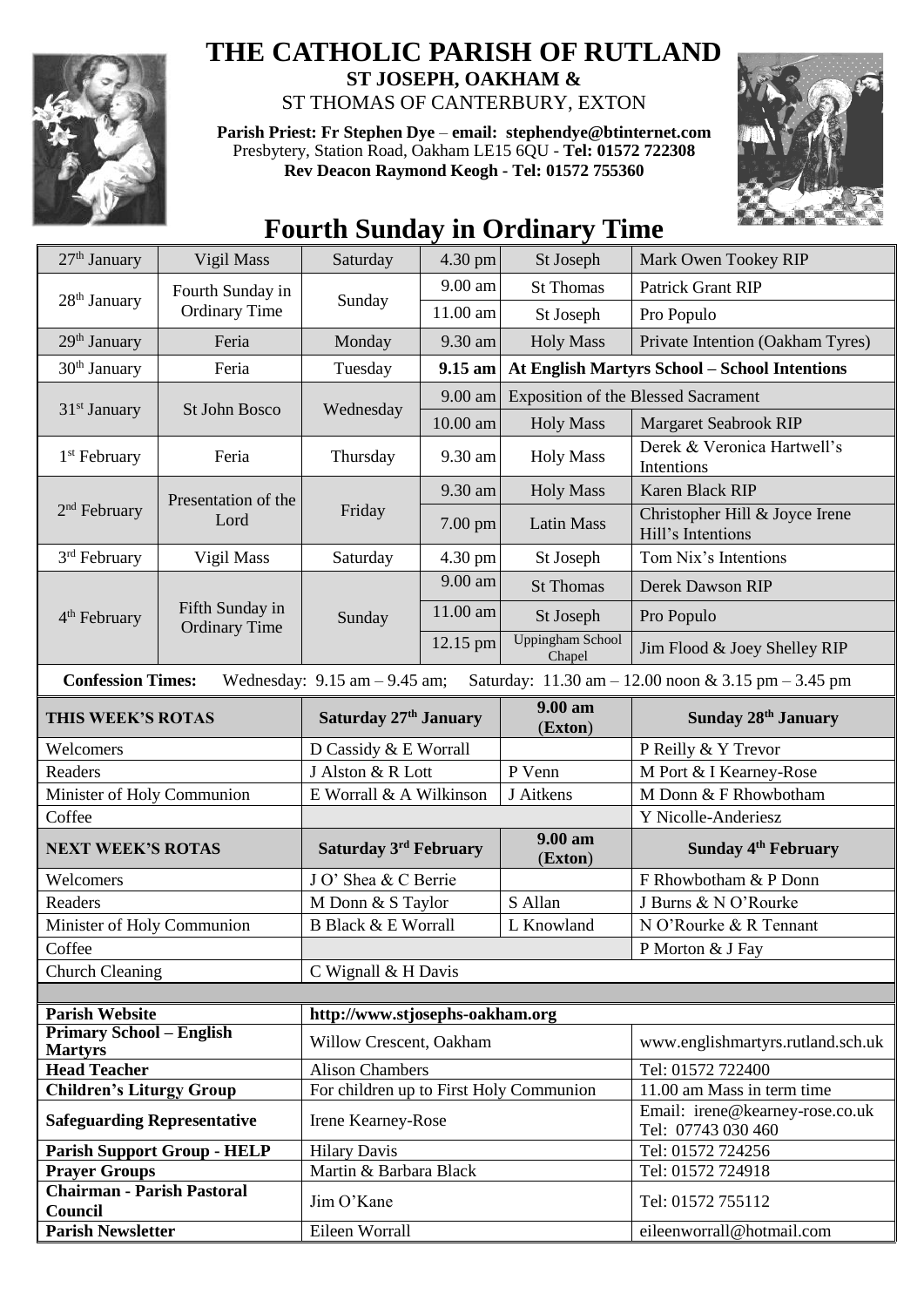# THE CATHOLIC PARISH OF RUTLAND

**ST JOSEPH, OAKHAM &**

ST THOMAS OF CANTERBURY, EXTON

**Parish Priest: Fr Stephen Dye** – **email: stephendye@btinternet.com**
Presbytery, Station Road, Oakham LE15 6QU - **Tel: 01572 722308**
**Rev Deacon Raymond Keogh - Tel: 01572 755360**

## Fourth Sunday in Ordinary Time

| | | | | | |
|---|---|---|---|---|---|
| 27th January | Vigil Mass | Saturday | 4.30 pm | St Joseph | Mark Owen Tookey RIP |
| 28th January | Fourth Sunday in Ordinary Time | Sunday | 9.00 am | St Thomas | Patrick Grant RIP |
| | | | 11.00 am | St Joseph | Pro Populo |
| 29th January | Feria | Monday | 9.30 am | Holy Mass | Private Intention (Oakham Tyres) |
| 30th January | Feria | Tuesday | **9.15 am** | **At English Martyrs School – School Intentions** | |
| 31st January | St John Bosco | Wednesday | 9.00 am | Exposition of the Blessed Sacrament | |
| | | | 10.00 am | Holy Mass | Margaret Seabrook RIP |
| 1st February | Feria | Thursday | 9.30 am | Holy Mass | Derek & Veronica Hartwell's Intentions |
| 2nd February | Presentation of the Lord | Friday | 9.30 am | Holy Mass | Karen Black RIP |
| | | | 7.00 pm | Latin Mass | Christopher Hill & Joyce Irene Hill's Intentions |
| 3rd February | Vigil Mass | Saturday | 4.30 pm | St Joseph | Tom Nix's Intentions |
| 4th February | Fifth Sunday in Ordinary Time | Sunday | 9.00 am | St Thomas | Derek Dawson RIP |
| | | | 11.00 am | St Joseph | Pro Populo |
| | | | 12.15 pm | Uppingham School Chapel | Jim Flood & Joey Shelley RIP |

**Confession Times:** Wednesday: 9.15 am – 9.45 am; Saturday: 11.30 am – 12.00 noon & 3.15 pm – 3.45 pm

| **THIS WEEK'S ROTAS** | **Saturday 27th January** | **9.00 am (Exton)** | **Sunday 28th January** |
|---|---|---|---|
| Welcomers | D Cassidy & E Worrall | | P Reilly & Y Trevor |
| Readers | J Alston & R Lott | P Venn | M Port & I Kearney-Rose |
| Minister of Holy Communion | E Worrall & A Wilkinson | J Aitkens | M Donn & F Rhowbotham |
| Coffee | | | Y Nicolle-Anderiesz |
| **NEXT WEEK'S ROTAS** | **Saturday 3rd February** | **9.00 am (Exton)** | **Sunday 4th February** |
| Welcomers | J O' Shea & C Berrie | | F Rhowbotham & P Donn |
| Readers | M Donn & S Taylor | S Allan | J Burns & N O'Rourke |
| Minister of Holy Communion | B Black & E Worrall | L Knowland | N O'Rourke & R Tennant |
| Coffee | | | P Morton & J Fay |
| Church Cleaning | C Wignall & H Davis | | |

| | | |
|---|---|---|
| **Parish Website** | **http://www.stjosephs-oakham.org** | |
| **Primary School – English Martyrs** | Willow Crescent, Oakham | www.englishmartyrs.rutland.sch.uk |
| **Head Teacher** | Alison Chambers | Tel: 01572 722400 |
| **Children's Liturgy Group** | For children up to First Holy Communion | 11.00 am Mass in term time |
| **Safeguarding Representative** | Irene Kearney-Rose | Email: irene@kearney-rose.co.uk Tel: 07743 030 460 |
| **Parish Support Group - HELP** | Hilary Davis | Tel: 01572 724256 |
| **Prayer Groups** | Martin & Barbara Black | Tel: 01572 724918 |
| **Chairman - Parish Pastoral Council** | Jim O'Kane | Tel: 01572 755112 |
| **Parish Newsletter** | Eileen Worrall | eileenworrall@hotmail.com |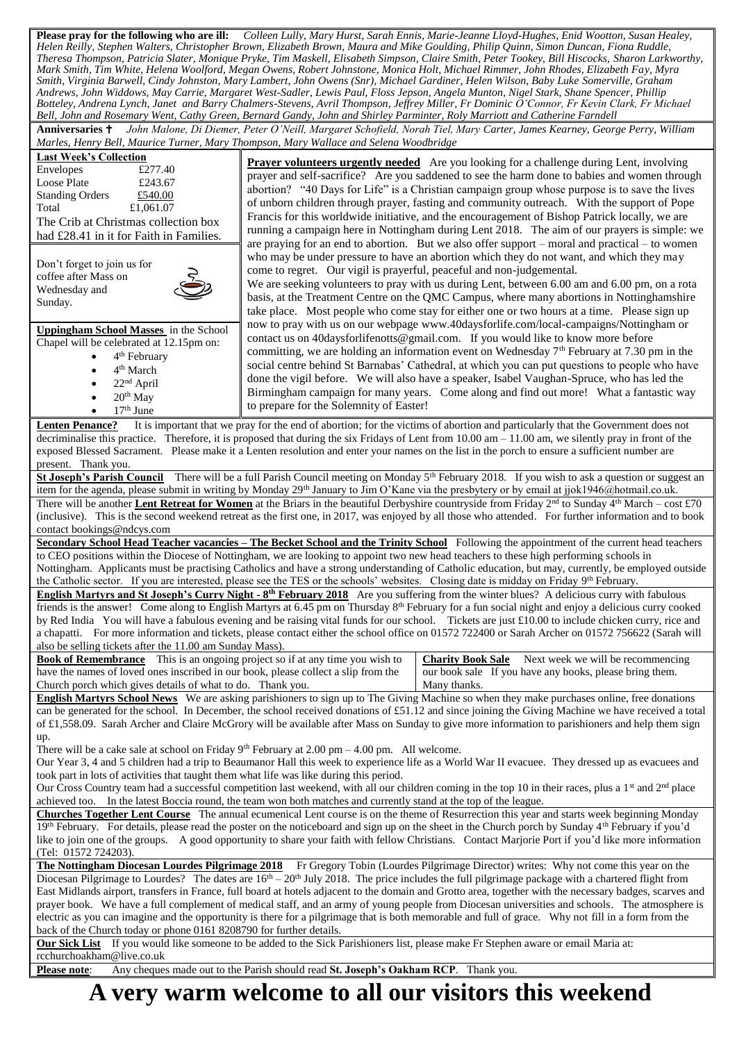**Please pray for the following who are ill:** *Colleen Lully, Mary Hurst, Sarah Ennis, Marie-Jeanne Lloyd-Hughes, Enid Wootton, Susan Healey, Helen Reilly, Stephen Walters, Christopher Brown, Elizabeth Brown, Maura and Mike Goulding, Philip Quinn, Simon Duncan, Fiona Ruddle, Theresa Thompson, Patricia Slater, Monique Pryke, Tim Maskell, Elisabeth Simpson, Claire Smith, Peter Tookey, Bill Hiscocks, Sharon Larkworthy, Mark Smith, Tim White, Helena Woolford, Megan Owens, Robert Johnstone, Monica Holt, Michael Rimmer, John Rhodes, Elizabeth Fay, Myra Smith, Virginia Barwell, Cindy Johnston, Mary Lambert, John Owens (Snr), Michael Gardiner, Helen Wilson, Baby Luke Somerville, Graham Andrews, John Widdows, May Carrie, Margaret West-Sadler, Lewis Paul, Floss Jepson, Angela Munton, Nigel Stark, Shane Spencer, Phillip Botteley, Andrena Lynch, Janet and Barry Chalmers-Stevens, Avril Thompson, Jeffrey Miller, Fr Dominic O'Connor, Fr Kevin Clark, Fr Michael Bell, John and Rosemary Went, Cathy Green, Bernard Gandy, John and Shirley Parminter, Roly Marriott and Catherine Farndell*

**Anniversaries ✝** *John Malone, Di Diemer, Peter O'Neill, Margaret Schofield, Norah Tiel, Mary Carter, James Kearney, George Perry, William Marles, Henry Bell, Maurice Turner, Mary Thompson, Mary Wallace and Selena Woodbridge*

**Last Week's Collection**

| | |
|---|---|
| Envelopes | £277.40 |
| Loose Plate | £243.67 |
| Standing Orders | £540.00 |
| Total | £1,061.07 |

The Crib at Christmas collection box had £28.41 in it for Faith in Families.

Don't forget to join us for coffee after Mass on Wednesday and Sunday.

**Uppingham School Masses** in the School Chapel will be celebrated at 12.15pm on:

- 4th February
- 4th March
- 22nd April
- 20th May
- 17th June

**Prayer volunteers urgently needed** Are you looking for a challenge during Lent, involving prayer and self-sacrifice? Are you saddened to see the harm done to babies and women through abortion? "40 Days for Life" is a Christian campaign group whose purpose is to save the lives of unborn children through prayer, fasting and community outreach. With the support of Pope Francis for this worldwide initiative, and the encouragement of Bishop Patrick locally, we are running a campaign here in Nottingham during Lent 2018. The aim of our prayers is simple: we are praying for an end to abortion. But we also offer support – moral and practical – to women who may be under pressure to have an abortion which they do not want, and which they may come to regret. Our vigil is prayerful, peaceful and non-judgemental.
We are seeking volunteers to pray with us during Lent, between 6.00 am and 6.00 pm, on a rota basis, at the Treatment Centre on the QMC Campus, where many abortions in Nottinghamshire take place. Most people who come stay for either one or two hours at a time. Please sign up now to pray with us on our webpage www.40daysforlife.com/local-campaigns/Nottingham or contact us on 40daysforlifenotts@gmail.com. If you would like to know more before committing, we are holding an information event on Wednesday 7th February at 7.30 pm in the social centre behind St Barnabas' Cathedral, at which you can put questions to people who have done the vigil before. We will also have a speaker, Isabel Vaughan-Spruce, who has led the Birmingham campaign for many years. Come along and find out more! What a fantastic way to prepare for the Solemnity of Easter!

**Lenten Penance?** It is important that we pray for the end of abortion; for the victims of abortion and particularly that the Government does not decriminalise this practice. Therefore, it is proposed that during the six Fridays of Lent from 10.00 am – 11.00 am, we silently pray in front of the exposed Blessed Sacrament. Please make it a Lenten resolution and enter your names on the list in the porch to ensure a sufficient number are present. Thank you.

**St Joseph's Parish Council** There will be a full Parish Council meeting on Monday 5th February 2018. If you wish to ask a question or suggest an item for the agenda, please submit in writing by Monday 29th January to Jim O'Kane via the presbytery or by email at jjok1946@hotmail.co.uk.

There will be another **Lent Retreat for Women** at the Briars in the beautiful Derbyshire countryside from Friday 2nd to Sunday 4th March – cost £70 (inclusive). This is the second weekend retreat as the first one, in 2017, was enjoyed by all those who attended. For further information and to book contact bookings@ndcys.com

**Secondary School Head Teacher vacancies – The Becket School and the Trinity School** Following the appointment of the current head teachers to CEO positions within the Diocese of Nottingham, we are looking to appoint two new head teachers to these high performing schools in Nottingham. Applicants must be practising Catholics and have a strong understanding of Catholic education, but may, currently, be employed outside the Catholic sector. If you are interested, please see the TES or the schools' websites. Closing date is midday on Friday 9th February.

**English Martyrs and St Joseph's Curry Night - 8th February 2018** Are you suffering from the winter blues? A delicious curry with fabulous friends is the answer! Come along to English Martyrs at 6.45 pm on Thursday 8th February for a fun social night and enjoy a delicious curry cooked by Red India You will have a fabulous evening and be raising vital funds for our school. Tickets are just £10.00 to include chicken curry, rice and a chapatti. For more information and tickets, please contact either the school office on 01572 722400 or Sarah Archer on 01572 756622 (Sarah will also be selling tickets after the 11.00 am Sunday Mass).

**Book of Remembrance** This is an ongoing project so if at any time you wish to have the names of loved ones inscribed in our book, please collect a slip from the Church porch which gives details of what to do. Thank you.

**Charity Book Sale** Next week we will be recommencing our book sale If you have any books, please bring them. Many thanks.

**English Martyrs School News** We are asking parishioners to sign up to The Giving Machine so when they make purchases online, free donations can be generated for the school. In December, the school received donations of £51.12 and since joining the Giving Machine we have received a total of £1,558.09. Sarah Archer and Claire McGrory will be available after Mass on Sunday to give more information to parishioners and help them sign up.

There will be a cake sale at school on Friday 9th February at 2.00 pm – 4.00 pm. All welcome.

Our Year 3, 4 and 5 children had a trip to Beaumanor Hall this week to experience life as a World War II evacuee. They dressed up as evacuees and took part in lots of activities that taught them what life was like during this period.

Our Cross Country team had a successful competition last weekend, with all our children coming in the top 10 in their races, plus a 1st and 2nd place achieved too. In the latest Boccia round, the team won both matches and currently stand at the top of the league.

**Churches Together Lent Course** The annual ecumenical Lent course is on the theme of Resurrection this year and starts week beginning Monday 19th February. For details, please read the poster on the noticeboard and sign up on the sheet in the Church porch by Sunday 4th February if you'd like to join one of the groups. A good opportunity to share your faith with fellow Christians. Contact Marjorie Port if you'd like more information (Tel: 01572 724203).

**The Nottingham Diocesan Lourdes Pilgrimage 2018** Fr Gregory Tobin (Lourdes Pilgrimage Director) writes: Why not come this year on the Diocesan Pilgrimage to Lourdes? The dates are 16th – 20th July 2018. The price includes the full pilgrimage package with a chartered flight from East Midlands airport, transfers in France, full board at hotels adjacent to the domain and Grotto area, together with the necessary badges, scarves and prayer book. We have a full complement of medical staff, and an army of young people from Diocesan universities and schools. The atmosphere is electric as you can imagine and the opportunity is there for a pilgrimage that is both memorable and full of grace. Why not fill in a form from the back of the Church today or phone 0161 8208790 for further details.

**Our Sick List** If you would like someone to be added to the Sick Parishioners list, please make Fr Stephen aware or email Maria at: rcchurchoakham@live.co.uk

**Please note**: Any cheques made out to the Parish should read **St. Joseph's Oakham RCP**. Thank you.

# A very warm welcome to all our visitors this weekend